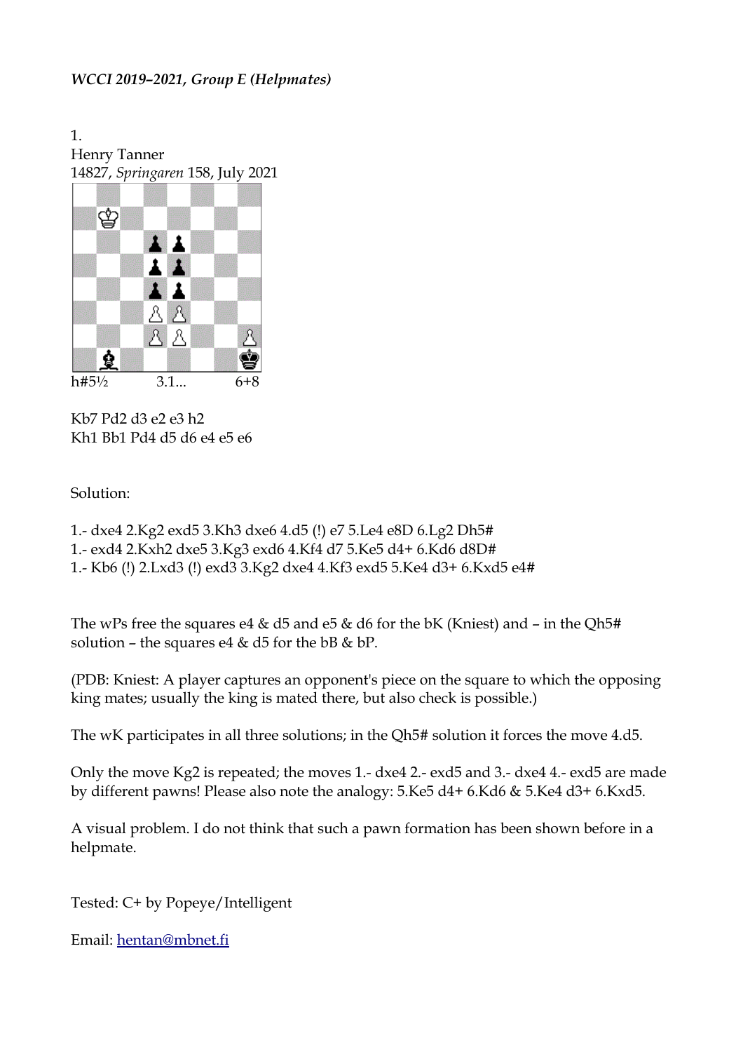*WCCI 2019–2021, Group E (Helpmates)*

1.
Henry Tanner
14827, *Springaren* 158, July 2021

h#5½ 3.1... 6+8

Kb7 Pd2 d3 e2 e3 h2
Kh1 Bb1 Pd4 d5 d6 e4 e5 e6

Solution:

1.- dxe4 2.Kg2 exd5 3.Kh3 dxe6 4.d5 (!) e7 5.Le4 e8D 6.Lg2 Dh5#
1.- exd4 2.Kxh2 dxe5 3.Kg3 exd6 4.Kf4 d7 5.Ke5 d4+ 6.Kd6 d8D#
1.- Kb6 (!) 2.Lxd3 (!) exd3 3.Kg2 dxe4 4.Kf3 exd5 5.Ke4 d3+ 6.Kxd5 e4#

The wPs free the squares e4 & d5 and e5 & d6 for the bK (Kniest) and – in the Qh5# solution – the squares e4 & d5 for the bB & bP.

(PDB: Kniest: A player captures an opponent's piece on the square to which the opposing king mates; usually the king is mated there, but also check is possible.)

The wK participates in all three solutions; in the Qh5# solution it forces the move 4.d5.

Only the move Kg2 is repeated; the moves 1.- dxe4 2.- exd5 and 3.- dxe4 4.- exd5 are made by different pawns! Please also note the analogy: 5.Ke5 d4+ 6.Kd6 & 5.Ke4 d3+ 6.Kxd5.

A visual problem. I do not think that such a pawn formation has been shown before in a helpmate.

Tested: C+ by Popeye/Intelligent

Email: hentan@mbnet.fi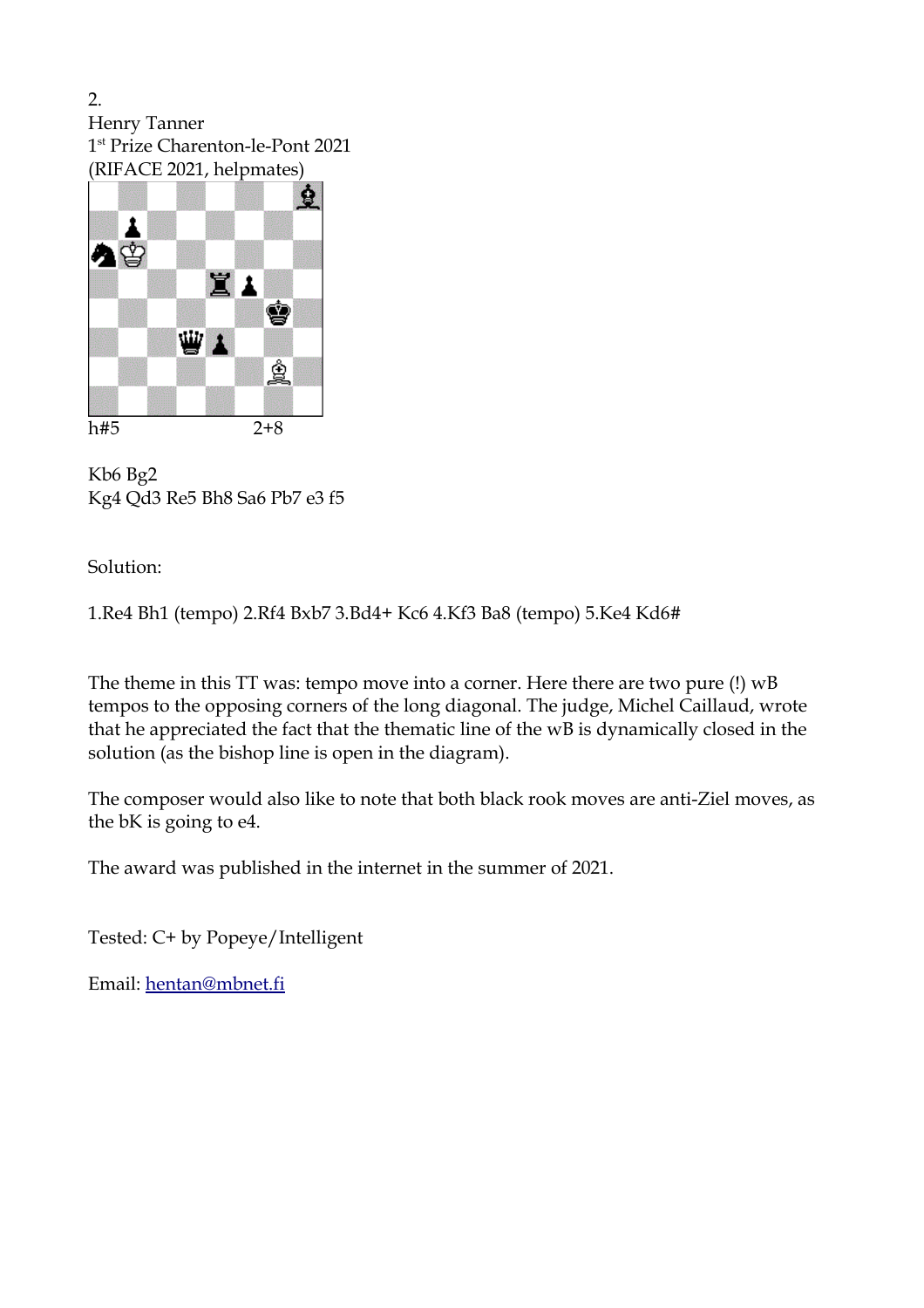2.
Henry Tanner
1st Prize Charenton-le-Pont 2021
(RIFACE 2021, helpmates)

h#5 2+8

Kb6 Bg2
Kg4 Qd3 Re5 Bh8 Sa6 Pb7 e3 f5

Solution:

1.Re4 Bh1 (tempo) 2.Rf4 Bxb7 3.Bd4+ Kc6 4.Kf3 Ba8 (tempo) 5.Ke4 Kd6#

The theme in this TT was: tempo move into a corner. Here there are two pure (!) wB tempos to the opposing corners of the long diagonal. The judge, Michel Caillaud, wrote that he appreciated the fact that the thematic line of the wB is dynamically closed in the solution (as the bishop line is open in the diagram).

The composer would also like to note that both black rook moves are anti-Ziel moves, as the bK is going to e4.

The award was published in the internet in the summer of 2021.

Tested: C+ by Popeye/Intelligent

Email: hentan@mbnet.fi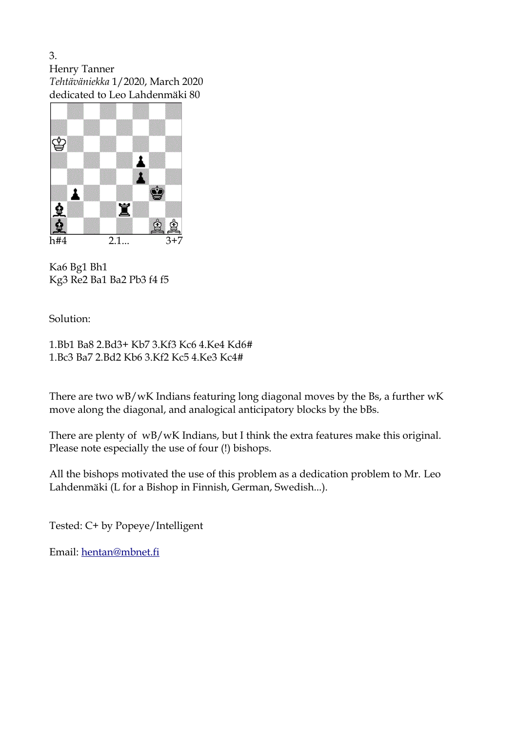3.
Henry Tanner
*Tehtäväniekka* 1/2020, March 2020
dedicated to Leo Lahdenmäki 80

h#4 2.1... 3+7

Ka6 Bg1 Bh1
Kg3 Re2 Ba1 Ba2 Pb3 f4 f5

Solution:

1.Bb1 Ba8 2.Bd3+ Kb7 3.Kf3 Kc6 4.Ke4 Kd6#
1.Bc3 Ba7 2.Bd2 Kb6 3.Kf2 Kc5 4.Ke3 Kc4#

There are two wB/wK Indians featuring long diagonal moves by the Bs, a further wK move along the diagonal, and analogical anticipatory blocks by the bBs.

There are plenty of wB/wK Indians, but I think the extra features make this original. Please note especially the use of four (!) bishops.

All the bishops motivated the use of this problem as a dedication problem to Mr. Leo Lahdenmäki (L for a Bishop in Finnish, German, Swedish...).

Tested: C+ by Popeye/Intelligent

Email: hentan@mbnet.fi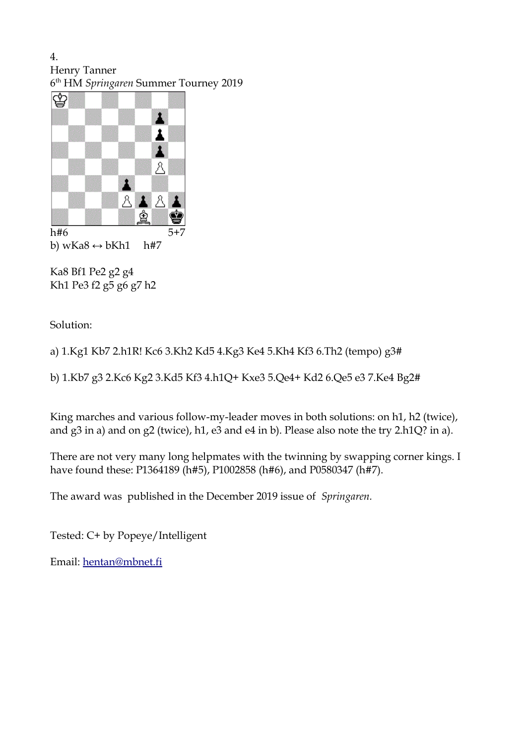4.
Henry Tanner
6th HM *Springaren* Summer Tourney 2019

h#6 5+7

b) wKa8 ↔ bKh1 h#7

Ka8 Bf1 Pe2 g2 g4
Kh1 Pe3 f2 g5 g6 g7 h2

Solution:

a) 1.Kg1 Kb7 2.h1R! Kc6 3.Kh2 Kd5 4.Kg3 Ke4 5.Kh4 Kf3 6.Th2 (tempo) g3#

b) 1.Kb7 g3 2.Kc6 Kg2 3.Kd5 Kf3 4.h1Q+ Kxe3 5.Qe4+ Kd2 6.Qe5 e3 7.Ke4 Bg2#

King marches and various follow-my-leader moves in both solutions: on h1, h2 (twice), and g3 in a) and on g2 (twice), h1, e3 and e4 in b). Please also note the try 2.h1Q? in a).

There are not very many long helpmates with the twinning by swapping corner kings. I have found these: P1364189 (h#5), P1002858 (h#6), and P0580347 (h#7).

The award was published in the December 2019 issue of *Springaren.*

Tested: C+ by Popeye/Intelligent

Email: hentan@mbnet.fi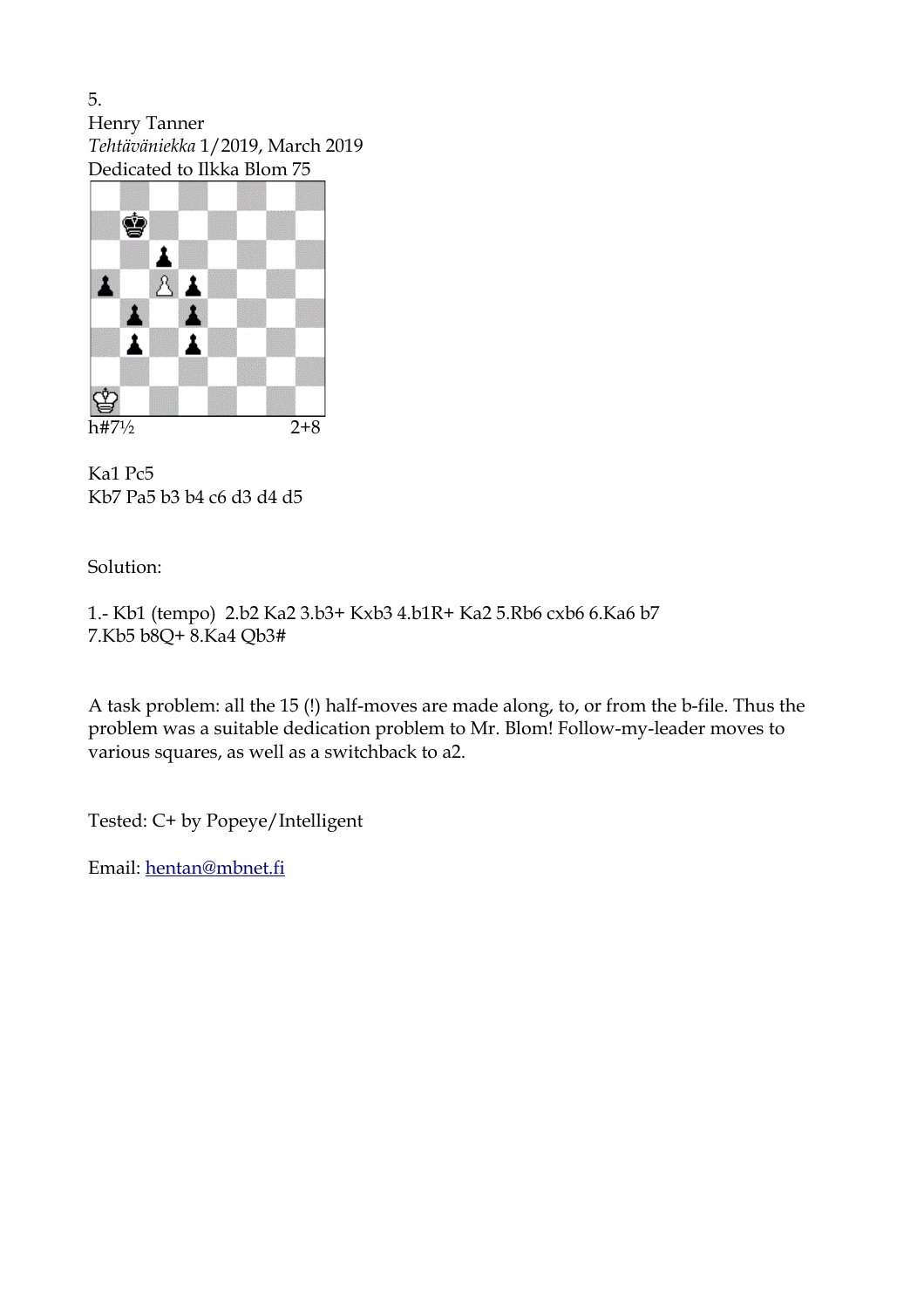5.
Henry Tanner
*Tehtäväniekka* 1/2019, March 2019
Dedicated to Ilkka Blom 75

h#7½ 2+8

Ka1 Pc5
Kb7 Pa5 b3 b4 c6 d3 d4 d5

Solution:

1.- Kb1 (tempo) 2.b2 Ka2 3.b3+ Kxb3 4.b1R+ Ka2 5.Rb6 cxb6 6.Ka6 b7
7.Kb5 b8Q+ 8.Ka4 Qb3#

A task problem: all the 15 (!) half-moves are made along, to, or from the b-file. Thus the problem was a suitable dedication problem to Mr. Blom! Follow-my-leader moves to various squares, as well as a switchback to a2.

Tested: C+ by Popeye/Intelligent

Email: hentan@mbnet.fi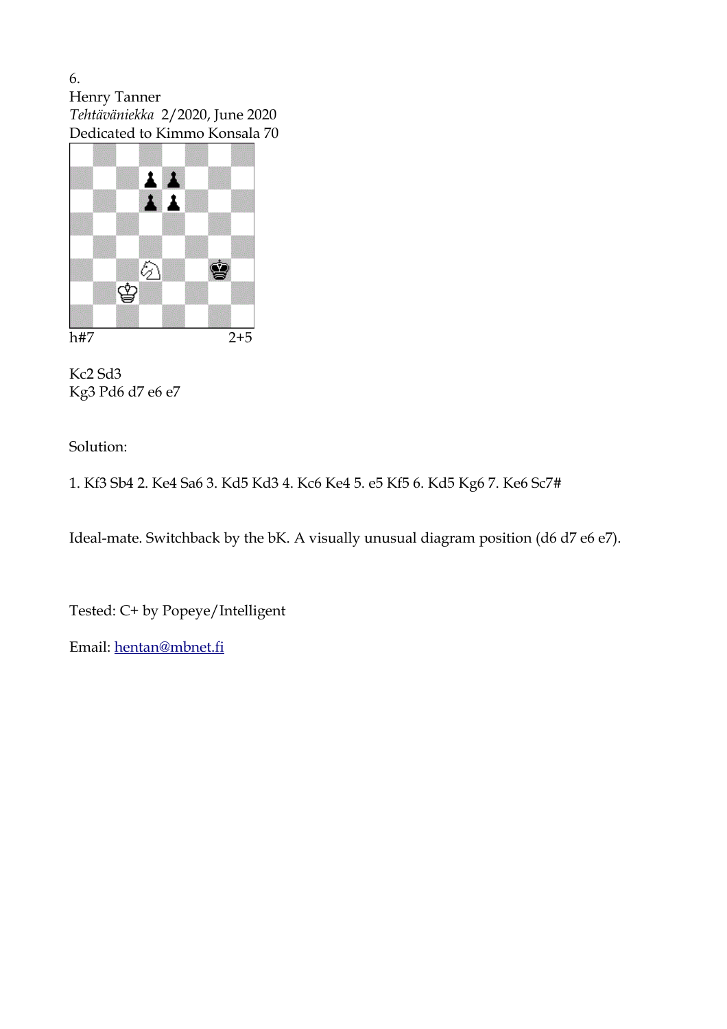6.
Henry Tanner
*Tehtäväniekka* 2/2020, June 2020
Dedicated to Kimmo Konsala 70

h#7 2+5

Kc2 Sd3
Kg3 Pd6 d7 e6 e7

Solution:

1. Kf3 Sb4 2. Ke4 Sa6 3. Kd5 Kd3 4. Kc6 Ke4 5. e5 Kf5 6. Kd5 Kg6 7. Ke6 Sc7#

Ideal-mate. Switchback by the bK. A visually unusual diagram position (d6 d7 e6 e7).

Tested: C+ by Popeye/Intelligent

Email: hentan@mbnet.fi